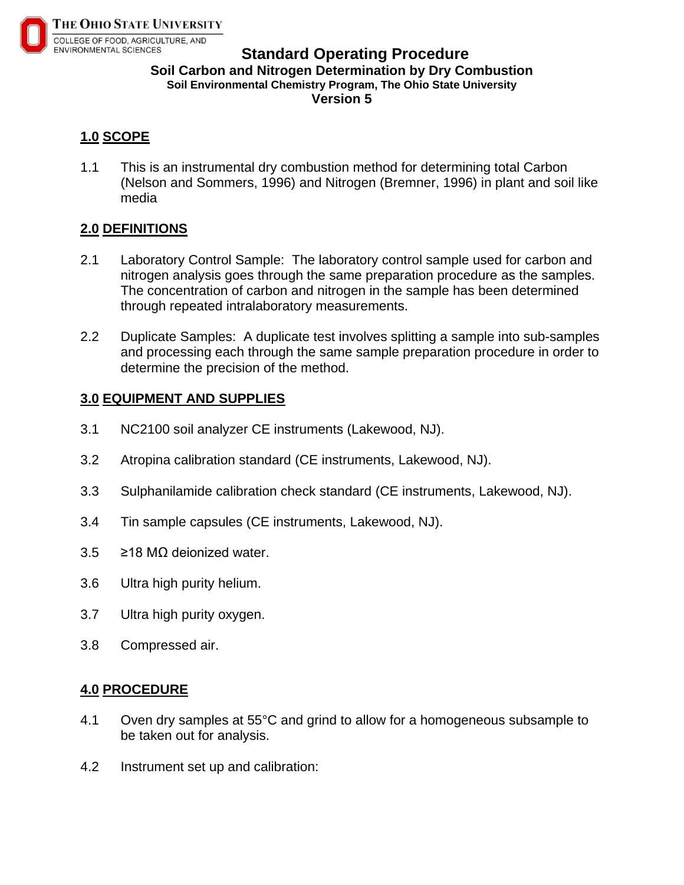THE OHIO STATE UNIVERSITY
COLLEGE OF FOOD, AGRICULTURE, AND ENVIRONMENTAL SCIENCES

# Standard Operating Procedure

**Soil Carbon and Nitrogen Determination by Dry Combustion**

**Soil Environmental Chemistry Program, The Ohio State University**

**Version 5**

## 1.0 SCOPE

1.1 This is an instrumental dry combustion method for determining total Carbon (Nelson and Sommers, 1996) and Nitrogen (Bremner, 1996) in plant and soil like media

## 2.0 DEFINITIONS

2.1 Laboratory Control Sample: The laboratory control sample used for carbon and nitrogen analysis goes through the same preparation procedure as the samples. The concentration of carbon and nitrogen in the sample has been determined through repeated intralaboratory measurements.

2.2 Duplicate Samples: A duplicate test involves splitting a sample into sub-samples and processing each through the same sample preparation procedure in order to determine the precision of the method.

## 3.0 EQUIPMENT AND SUPPLIES

3.1 NC2100 soil analyzer CE instruments (Lakewood, NJ).

3.2 Atropina calibration standard (CE instruments, Lakewood, NJ).

3.3 Sulphanilamide calibration check standard (CE instruments, Lakewood, NJ).

3.4 Tin sample capsules (CE instruments, Lakewood, NJ).

3.5 ≥18 MΩ deionized water.

3.6 Ultra high purity helium.

3.7 Ultra high purity oxygen.

3.8 Compressed air.

## 4.0 PROCEDURE

4.1 Oven dry samples at 55°C and grind to allow for a homogeneous subsample to be taken out for analysis.

4.2 Instrument set up and calibration: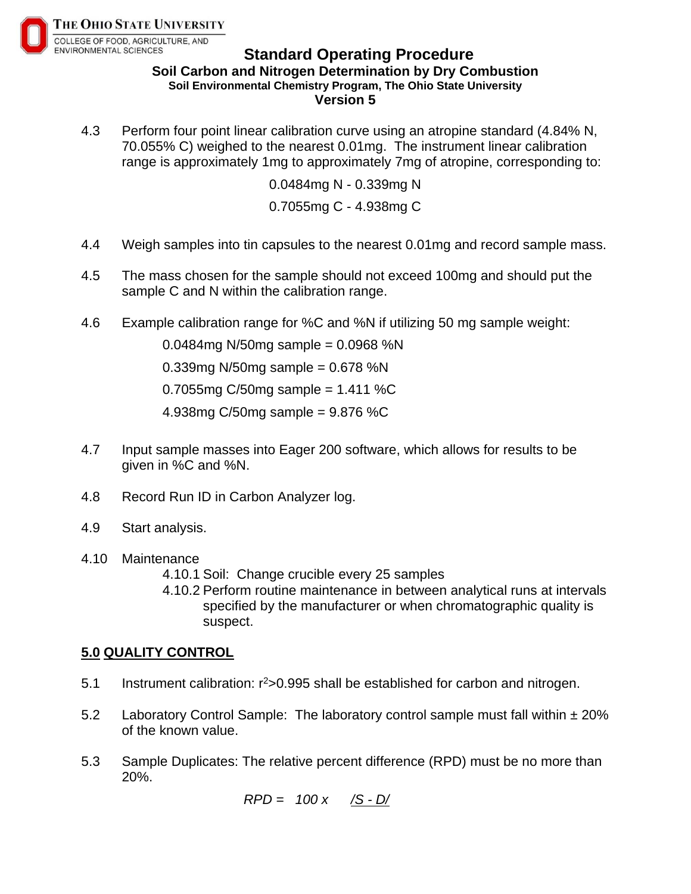4.3 Perform four point linear calibration curve using an atropine standard (4.84% N, 70.055% C) weighed to the nearest 0.01mg. The instrument linear calibration range is approximately 1mg to approximately 7mg of atropine, corresponding to:

0.0484mg N - 0.339mg N

0.7055mg C - 4.938mg C

4.4 Weigh samples into tin capsules to the nearest 0.01mg and record sample mass.

4.5 The mass chosen for the sample should not exceed 100mg and should put the sample C and N within the calibration range.

4.6 Example calibration range for %C and %N if utilizing 50 mg sample weight:

0.0484mg N/50mg sample = 0.0968 %N

0.339mg N/50mg sample = 0.678 %N

0.7055mg C/50mg sample = 1.411 %C

4.938mg C/50mg sample = 9.876 %C

4.7 Input sample masses into Eager 200 software, which allows for results to be given in %C and %N.

4.8 Record Run ID in Carbon Analyzer log.

4.9 Start analysis.

4.10 Maintenance

- 4.10.1 Soil: Change crucible every 25 samples
- 4.10.2 Perform routine maintenance in between analytical runs at intervals specified by the manufacturer or when chromatographic quality is suspect.

## 5.0 QUALITY CONTROL

5.1 Instrument calibration: $r^2$>0.995 shall be established for carbon and nitrogen.

5.2 Laboratory Control Sample: The laboratory control sample must fall within ± 20% of the known value.

5.3 Sample Duplicates: The relative percent difference (RPD) must be no more than 20%.

*RPD = 100 x* *<u>/S - D/</u>*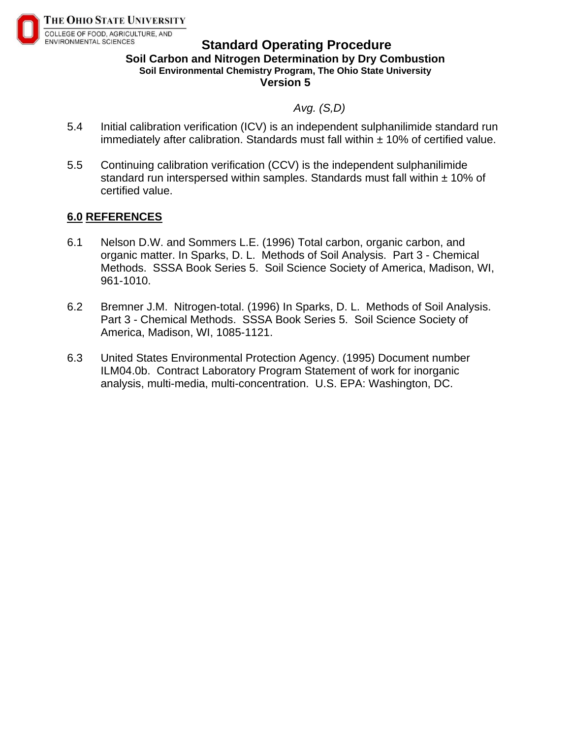*Avg. (S,D)*

5.4 Initial calibration verification (ICV) is an independent sulphanilimide standard run immediately after calibration. Standards must fall within ± 10% of certified value.

5.5 Continuing calibration verification (CCV) is the independent sulphanilimide standard run interspersed within samples. Standards must fall within ± 10% of certified value.

## 6.0 REFERENCES

6.1 Nelson D.W. and Sommers L.E. (1996) Total carbon, organic carbon, and organic matter. In Sparks, D. L. Methods of Soil Analysis. Part 3 - Chemical Methods. SSSA Book Series 5. Soil Science Society of America, Madison, WI, 961-1010.

6.2 Bremner J.M. Nitrogen-total. (1996) In Sparks, D. L. Methods of Soil Analysis. Part 3 - Chemical Methods. SSSA Book Series 5. Soil Science Society of America, Madison, WI, 1085-1121.

6.3 United States Environmental Protection Agency. (1995) Document number ILM04.0b. Contract Laboratory Program Statement of work for inorganic analysis, multi-media, multi-concentration. U.S. EPA: Washington, DC.